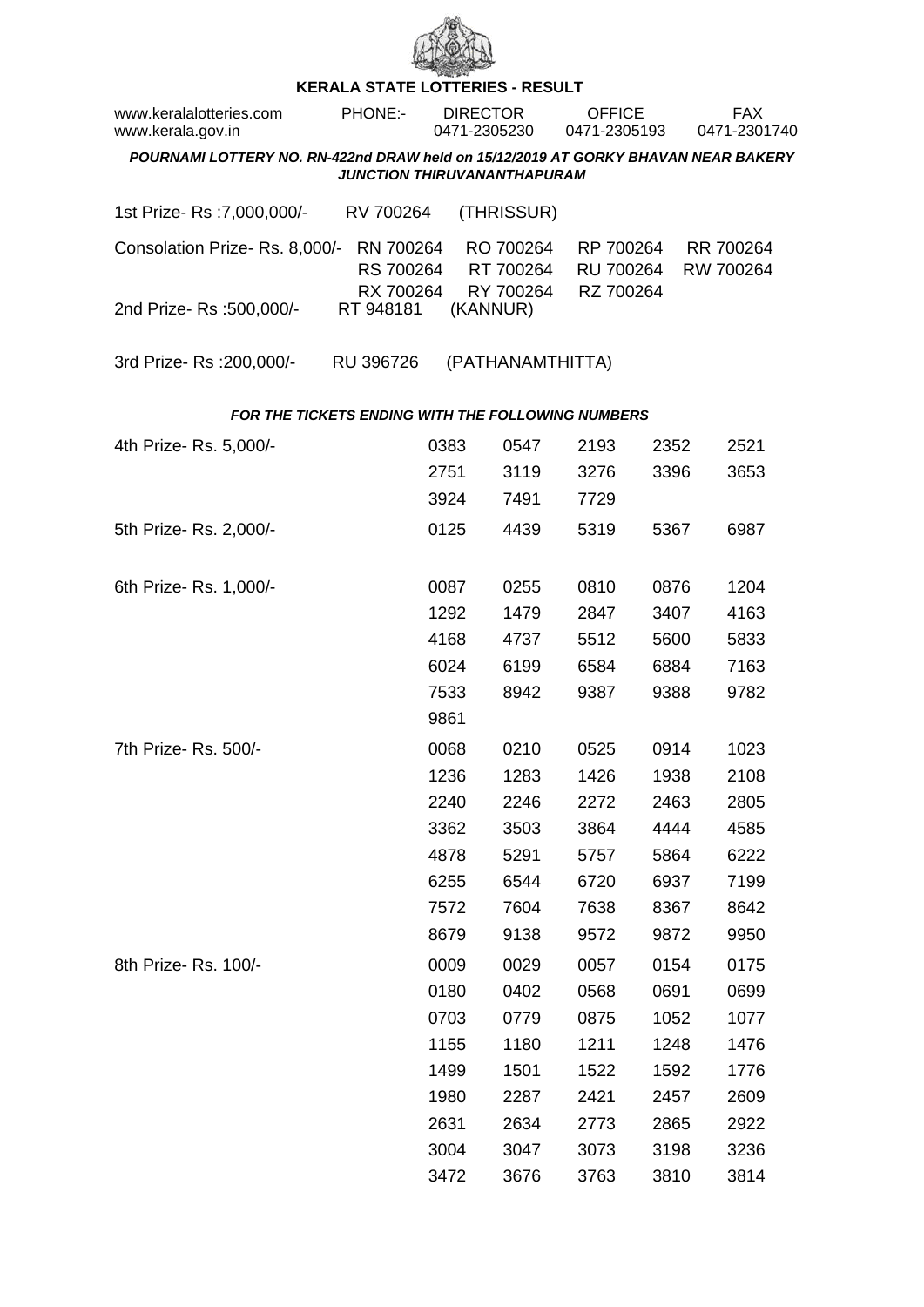# KERALA STATE LOTTERIES - RESULT

| www.keralalotteries.com | PHONE:- | DIRECTOR | OFFICE | FAX |
|---|---|---|---|---|
| www.kerala.gov.in | | 0471-2305230 | 0471-2305193 | 0471-2301740 |

***POURNAMI LOTTERY NO. RN-422nd DRAW held on 15/12/2019 AT GORKY BHAVAN NEAR BAKERY JUNCTION THIRUVANANTHAPURAM***

1st Prize- Rs :7,000,000/- RV 700264 (THRISSUR)

Consolation Prize- Rs. 8,000/- RN 700264 RO 700264 RP 700264 RR 700264 RS 700264 RT 700264 RU 700264 RW 700264 RX 700264 RY 700264 RZ 700264

2nd Prize- Rs :500,000/- RT 948181 (KANNUR)

3rd Prize- Rs :200,000/- RU 396726 (PATHANAMTHITTA)

***FOR THE TICKETS ENDING WITH THE FOLLOWING NUMBERS***

4th Prize- Rs. 5,000/-

0383 0547 2193 2352 2521 2751 3119 3276 3396 3653 3924 7491 7729

5th Prize- Rs. 2,000/-

0125 4439 5319 5367 6987

6th Prize- Rs. 1,000/-

0087 0255 0810 0876 1204 1292 1479 2847 3407 4163 4168 4737 5512 5600 5833 6024 6199 6584 6884 7163 7533 8942 9387 9388 9782 9861

7th Prize- Rs. 500/-

0068 0210 0525 0914 1023 1236 1283 1426 1938 2108 2240 2246 2272 2463 2805 3362 3503 3864 4444 4585 4878 5291 5757 5864 6222 6255 6544 6720 6937 7199 7572 7604 7638 8367 8642 8679 9138 9572 9872 9950

8th Prize- Rs. 100/-

0009 0029 0057 0154 0175 0180 0402 0568 0691 0699 0703 0779 0875 1052 1077 1155 1180 1211 1248 1476 1499 1501 1522 1592 1776 1980 2287 2421 2457 2609 2631 2634 2773 2865 2922 3004 3047 3073 3198 3236 3472 3676 3763 3810 3814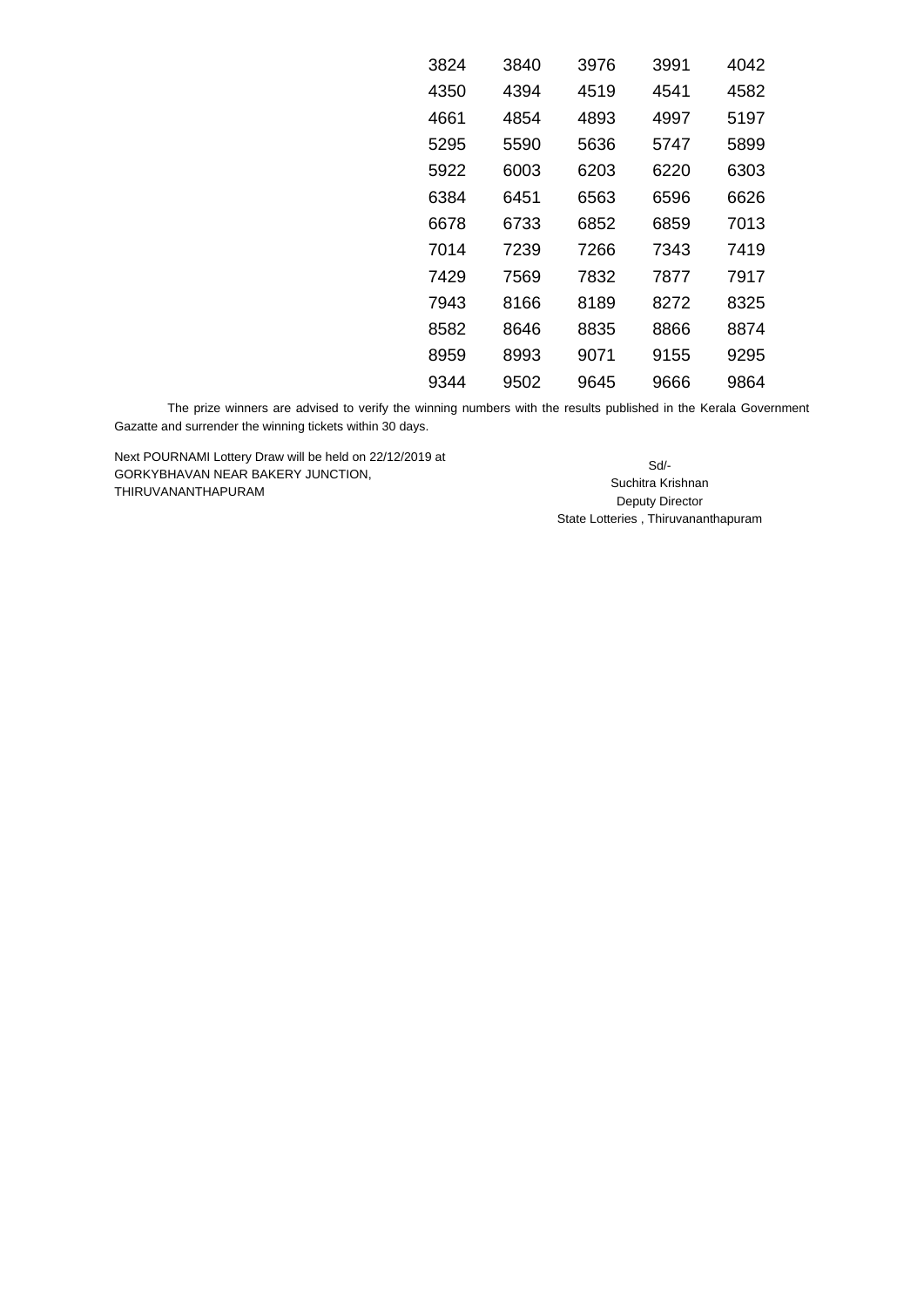| | | | | |
|---|---|---|---|---|
| 3824 | 3840 | 3976 | 3991 | 4042 |
| 4350 | 4394 | 4519 | 4541 | 4582 |
| 4661 | 4854 | 4893 | 4997 | 5197 |
| 5295 | 5590 | 5636 | 5747 | 5899 |
| 5922 | 6003 | 6203 | 6220 | 6303 |
| 6384 | 6451 | 6563 | 6596 | 6626 |
| 6678 | 6733 | 6852 | 6859 | 7013 |
| 7014 | 7239 | 7266 | 7343 | 7419 |
| 7429 | 7569 | 7832 | 7877 | 7917 |
| 7943 | 8166 | 8189 | 8272 | 8325 |
| 8582 | 8646 | 8835 | 8866 | 8874 |
| 8959 | 8993 | 9071 | 9155 | 9295 |
| 9344 | 9502 | 9645 | 9666 | 9864 |

The prize winners are advised to verify the winning numbers with the results published in the Kerala Government Gazatte and surrender the winning tickets within 30 days.

Next POURNAMI Lottery Draw will be held on 22/12/2019 at GORKYBHAVAN NEAR BAKERY JUNCTION, THIRUVANANTHAPURAM

Sd/-
Suchitra Krishnan
Deputy Director
State Lotteries , Thiruvananthapuram